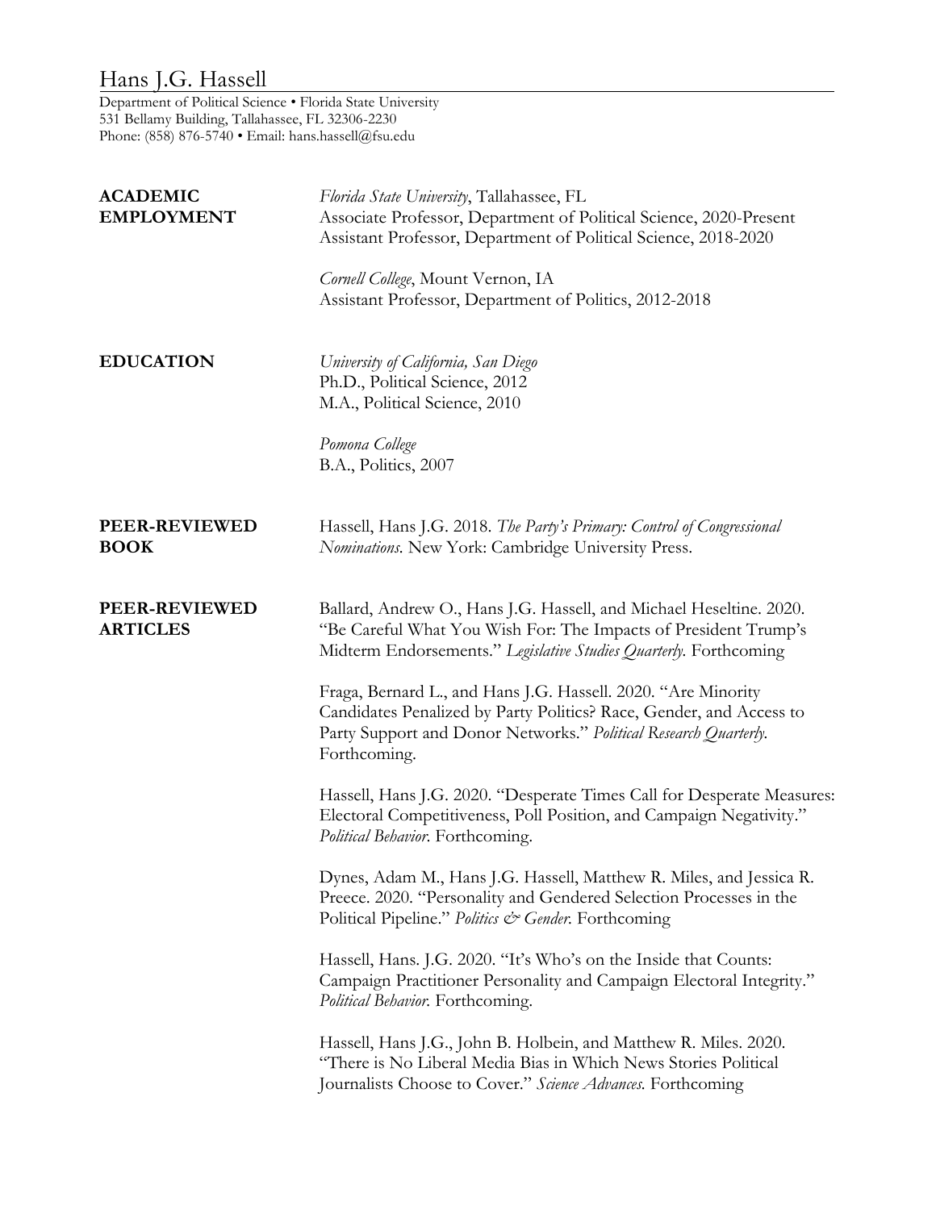# Hans J.G. Hassell

Department of Political Science • Florida State University
531 Bellamy Building, Tallahassee, FL 32306-2230
Phone: (858) 876-5740 • Email: hans.hassell@fsu.edu

## ACADEMIC EMPLOYMENT

*Florida State University*, Tallahassee, FL
Associate Professor, Department of Political Science, 2020-Present
Assistant Professor, Department of Political Science, 2018-2020

*Cornell College*, Mount Vernon, IA
Assistant Professor, Department of Politics, 2012-2018

## EDUCATION

*University of California, San Diego*
Ph.D., Political Science, 2012
M.A., Political Science, 2010

*Pomona College*
B.A., Politics, 2007

## PEER-REVIEWED BOOK

Hassell, Hans J.G. 2018. *The Party's Primary: Control of Congressional Nominations.* New York: Cambridge University Press.

## PEER-REVIEWED ARTICLES

Ballard, Andrew O., Hans J.G. Hassell, and Michael Heseltine. 2020. "Be Careful What You Wish For: The Impacts of President Trump's Midterm Endorsements." *Legislative Studies Quarterly.* Forthcoming

Fraga, Bernard L., and Hans J.G. Hassell. 2020. "Are Minority Candidates Penalized by Party Politics? Race, Gender, and Access to Party Support and Donor Networks." *Political Research Quarterly.* Forthcoming.

Hassell, Hans J.G. 2020. "Desperate Times Call for Desperate Measures: Electoral Competitiveness, Poll Position, and Campaign Negativity." *Political Behavior.* Forthcoming.

Dynes, Adam M., Hans J.G. Hassell, Matthew R. Miles, and Jessica R. Preece. 2020. "Personality and Gendered Selection Processes in the Political Pipeline." *Politics & Gender.* Forthcoming

Hassell, Hans. J.G. 2020. "It's Who's on the Inside that Counts: Campaign Practitioner Personality and Campaign Electoral Integrity." *Political Behavior.* Forthcoming.

Hassell, Hans J.G., John B. Holbein, and Matthew R. Miles. 2020. "There is No Liberal Media Bias in Which News Stories Political Journalists Choose to Cover." *Science Advances.* Forthcoming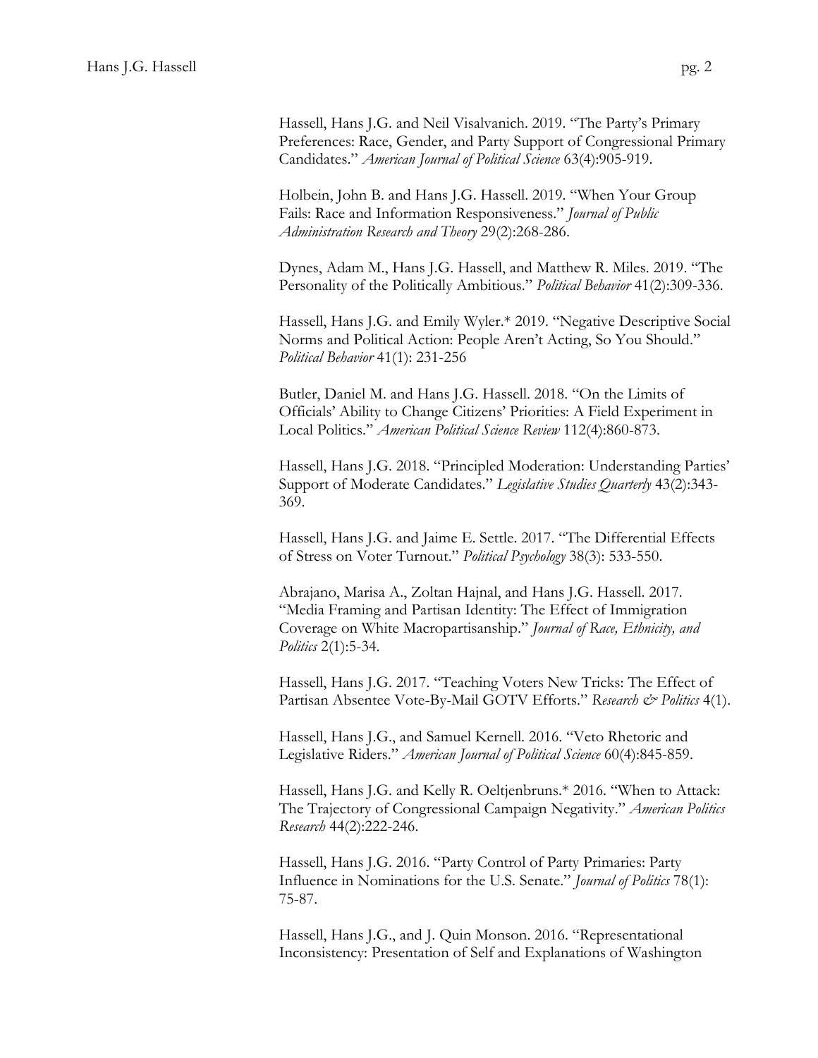Hassell, Hans J.G. and Neil Visalvanich. 2019. "The Party's Primary Preferences: Race, Gender, and Party Support of Congressional Primary Candidates." *American Journal of Political Science* 63(4):905-919.

Holbein, John B. and Hans J.G. Hassell. 2019. "When Your Group Fails: Race and Information Responsiveness." *Journal of Public Administration Research and Theory* 29(2):268-286.

Dynes, Adam M., Hans J.G. Hassell, and Matthew R. Miles. 2019. "The Personality of the Politically Ambitious." *Political Behavior* 41(2):309-336.

Hassell, Hans J.G. and Emily Wyler.* 2019. "Negative Descriptive Social Norms and Political Action: People Aren't Acting, So You Should." *Political Behavior* 41(1): 231-256

Butler, Daniel M. and Hans J.G. Hassell. 2018. "On the Limits of Officials' Ability to Change Citizens' Priorities: A Field Experiment in Local Politics." *American Political Science Review* 112(4):860-873.

Hassell, Hans J.G. 2018. "Principled Moderation: Understanding Parties' Support of Moderate Candidates." *Legislative Studies Quarterly* 43(2):343-369.

Hassell, Hans J.G. and Jaime E. Settle. 2017. "The Differential Effects of Stress on Voter Turnout." *Political Psychology* 38(3): 533-550.

Abrajano, Marisa A., Zoltan Hajnal, and Hans J.G. Hassell. 2017. "Media Framing and Partisan Identity: The Effect of Immigration Coverage on White Macropartisanship." *Journal of Race, Ethnicity, and Politics* 2(1):5-34.

Hassell, Hans J.G. 2017. "Teaching Voters New Tricks: The Effect of Partisan Absentee Vote-By-Mail GOTV Efforts." *Research & Politics* 4(1).

Hassell, Hans J.G., and Samuel Kernell. 2016. "Veto Rhetoric and Legislative Riders." *American Journal of Political Science* 60(4):845-859.

Hassell, Hans J.G. and Kelly R. Oeltjenbruns.* 2016. "When to Attack: The Trajectory of Congressional Campaign Negativity." *American Politics Research* 44(2):222-246.

Hassell, Hans J.G. 2016. "Party Control of Party Primaries: Party Influence in Nominations for the U.S. Senate." *Journal of Politics* 78(1): 75-87.

Hassell, Hans J.G., and J. Quin Monson. 2016. "Representational Inconsistency: Presentation of Self and Explanations of Washington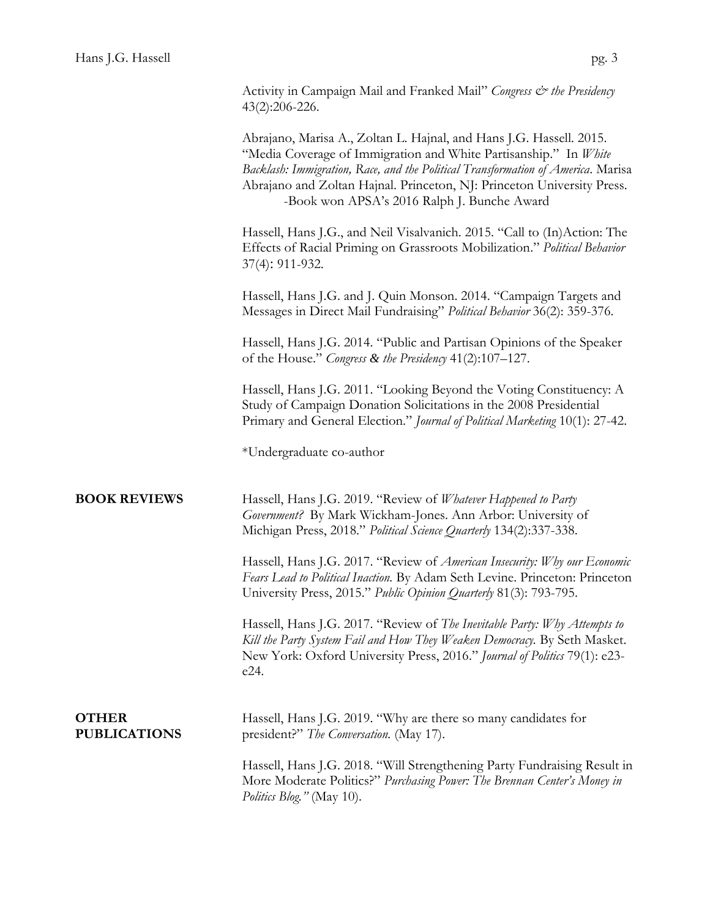Activity in Campaign Mail and Franked Mail" *Congress & the Presidency* 43(2):206-226.

Abrajano, Marisa A., Zoltan L. Hajnal, and Hans J.G. Hassell. 2015. "Media Coverage of Immigration and White Partisanship." In *White Backlash: Immigration, Race, and the Political Transformation of America*. Marisa Abrajano and Zoltan Hajnal. Princeton, NJ: Princeton University Press.
-Book won APSA's 2016 Ralph J. Bunche Award

Hassell, Hans J.G., and Neil Visalvanich. 2015. "Call to (In)Action: The Effects of Racial Priming on Grassroots Mobilization." *Political Behavior* 37(4): 911-932.

Hassell, Hans J.G. and J. Quin Monson. 2014. "Campaign Targets and Messages in Direct Mail Fundraising" *Political Behavior* 36(2): 359-376.

Hassell, Hans J.G. 2014. "Public and Partisan Opinions of the Speaker of the House." *Congress & the Presidency* 41(2):107–127.

Hassell, Hans J.G. 2011. "Looking Beyond the Voting Constituency: A Study of Campaign Donation Solicitations in the 2008 Presidential Primary and General Election." *Journal of Political Marketing* 10(1): 27-42.

*Undergraduate co-author

**BOOK REVIEWS**

Hassell, Hans J.G. 2019. "Review of *Whatever Happened to Party Government?* By Mark Wickham-Jones. Ann Arbor: University of Michigan Press, 2018." *Political Science Quarterly* 134(2):337-338.

Hassell, Hans J.G. 2017. "Review of *American Insecurity: Why our Economic Fears Lead to Political Inaction.* By Adam Seth Levine. Princeton: Princeton University Press, 2015." *Public Opinion Quarterly* 81(3): 793-795.

Hassell, Hans J.G. 2017. "Review of *The Inevitable Party: Why Attempts to Kill the Party System Fail and How They Weaken Democracy.* By Seth Masket. New York: Oxford University Press, 2016." *Journal of Politics* 79(1): e23-e24.

**OTHER PUBLICATIONS**

Hassell, Hans J.G. 2019. "Why are there so many candidates for president?" *The Conversation.* (May 17).

Hassell, Hans J.G. 2018. "Will Strengthening Party Fundraising Result in More Moderate Politics?" *Purchasing Power: The Brennan Center's Money in Politics Blog."* (May 10).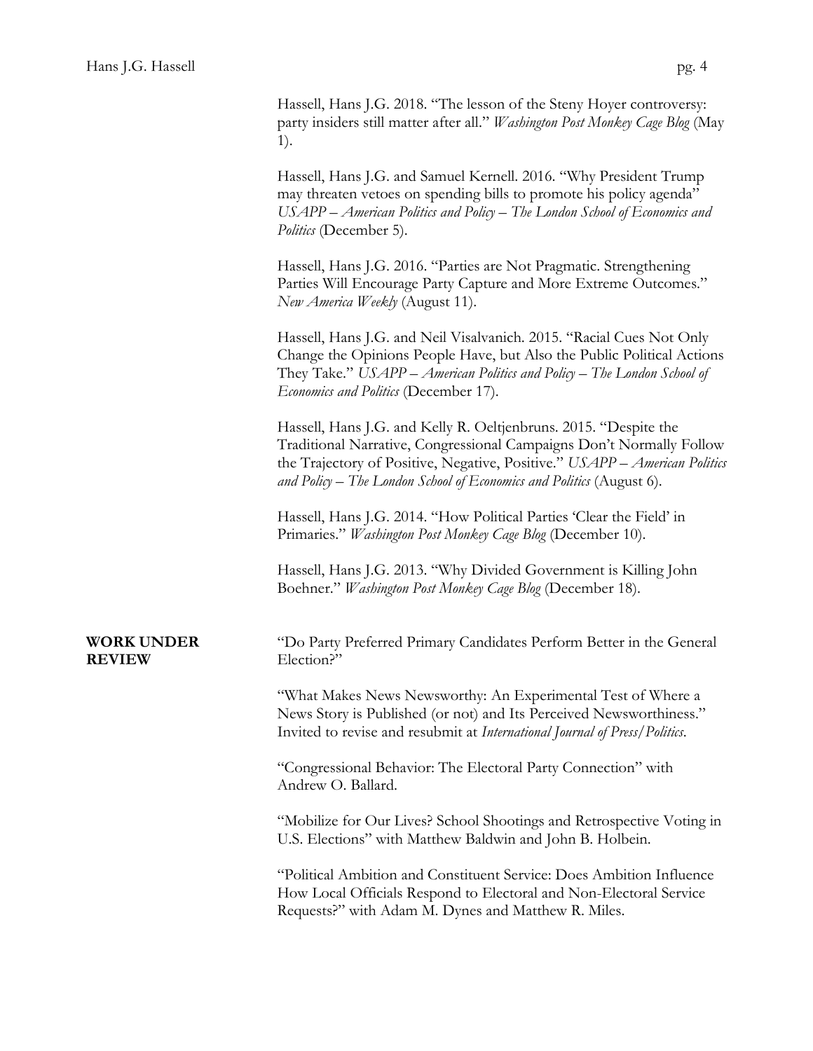Hassell, Hans J.G. 2018. "The lesson of the Steny Hoyer controversy: party insiders still matter after all." *Washington Post Monkey Cage Blog* (May 1).

Hassell, Hans J.G. and Samuel Kernell. 2016. "Why President Trump may threaten vetoes on spending bills to promote his policy agenda" *USAPP – American Politics and Policy – The London School of Economics and Politics* (December 5).

Hassell, Hans J.G. 2016. "Parties are Not Pragmatic. Strengthening Parties Will Encourage Party Capture and More Extreme Outcomes." *New America Weekly* (August 11).

Hassell, Hans J.G. and Neil Visalvanich. 2015. "Racial Cues Not Only Change the Opinions People Have, but Also the Public Political Actions They Take." *USAPP – American Politics and Policy – The London School of Economics and Politics* (December 17).

Hassell, Hans J.G. and Kelly R. Oeltjenbruns. 2015. "Despite the Traditional Narrative, Congressional Campaigns Don't Normally Follow the Trajectory of Positive, Negative, Positive." *USAPP – American Politics and Policy – The London School of Economics and Politics* (August 6).

Hassell, Hans J.G. 2014. "How Political Parties 'Clear the Field' in Primaries." *Washington Post Monkey Cage Blog* (December 10).

Hassell, Hans J.G. 2013. "Why Divided Government is Killing John Boehner." *Washington Post Monkey Cage Blog* (December 18).

## WORK UNDER REVIEW

"Do Party Preferred Primary Candidates Perform Better in the General Election?"

"What Makes News Newsworthy: An Experimental Test of Where a News Story is Published (or not) and Its Perceived Newsworthiness." Invited to revise and resubmit at *International Journal of Press/Politics*.

"Congressional Behavior: The Electoral Party Connection" with Andrew O. Ballard.

"Mobilize for Our Lives? School Shootings and Retrospective Voting in U.S. Elections" with Matthew Baldwin and John B. Holbein.

"Political Ambition and Constituent Service: Does Ambition Influence How Local Officials Respond to Electoral and Non-Electoral Service Requests?" with Adam M. Dynes and Matthew R. Miles.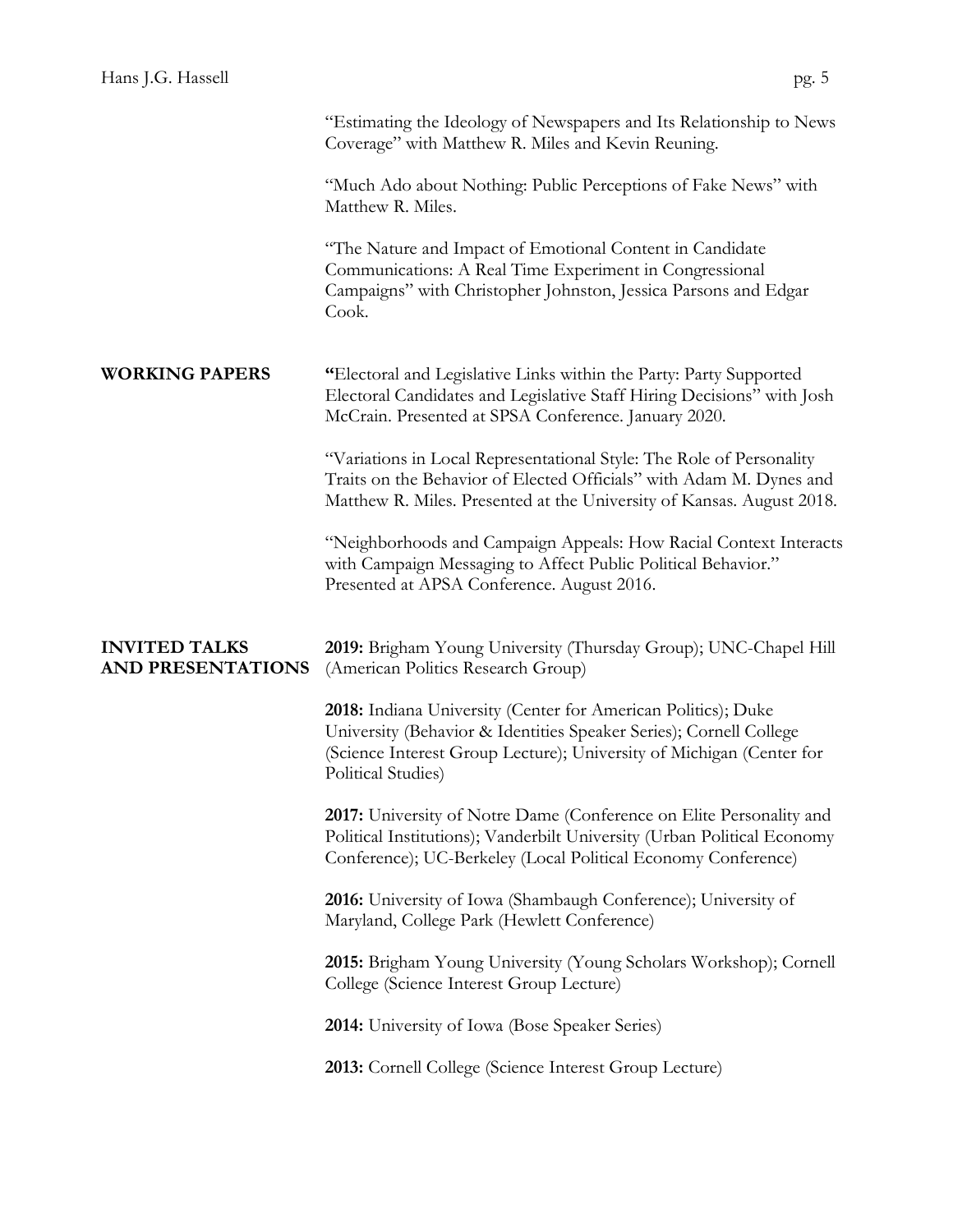"Estimating the Ideology of Newspapers and Its Relationship to News Coverage" with Matthew R. Miles and Kevin Reuning.

"Much Ado about Nothing: Public Perceptions of Fake News" with Matthew R. Miles.

"The Nature and Impact of Emotional Content in Candidate Communications: A Real Time Experiment in Congressional Campaigns" with Christopher Johnston, Jessica Parsons and Edgar Cook.

## WORKING PAPERS

"Electoral and Legislative Links within the Party: Party Supported Electoral Candidates and Legislative Staff Hiring Decisions" with Josh McCrain. Presented at SPSA Conference. January 2020.

"Variations in Local Representational Style: The Role of Personality Traits on the Behavior of Elected Officials" with Adam M. Dynes and Matthew R. Miles. Presented at the University of Kansas. August 2018.

"Neighborhoods and Campaign Appeals: How Racial Context Interacts with Campaign Messaging to Affect Public Political Behavior." Presented at APSA Conference. August 2016.

## INVITED TALKS AND PRESENTATIONS

**2019:** Brigham Young University (Thursday Group); UNC-Chapel Hill (American Politics Research Group)

**2018:** Indiana University (Center for American Politics); Duke University (Behavior & Identities Speaker Series); Cornell College (Science Interest Group Lecture); University of Michigan (Center for Political Studies)

**2017:** University of Notre Dame (Conference on Elite Personality and Political Institutions); Vanderbilt University (Urban Political Economy Conference); UC-Berkeley (Local Political Economy Conference)

**2016:** University of Iowa (Shambaugh Conference); University of Maryland, College Park (Hewlett Conference)

**2015:** Brigham Young University (Young Scholars Workshop); Cornell College (Science Interest Group Lecture)

**2014:** University of Iowa (Bose Speaker Series)

**2013:** Cornell College (Science Interest Group Lecture)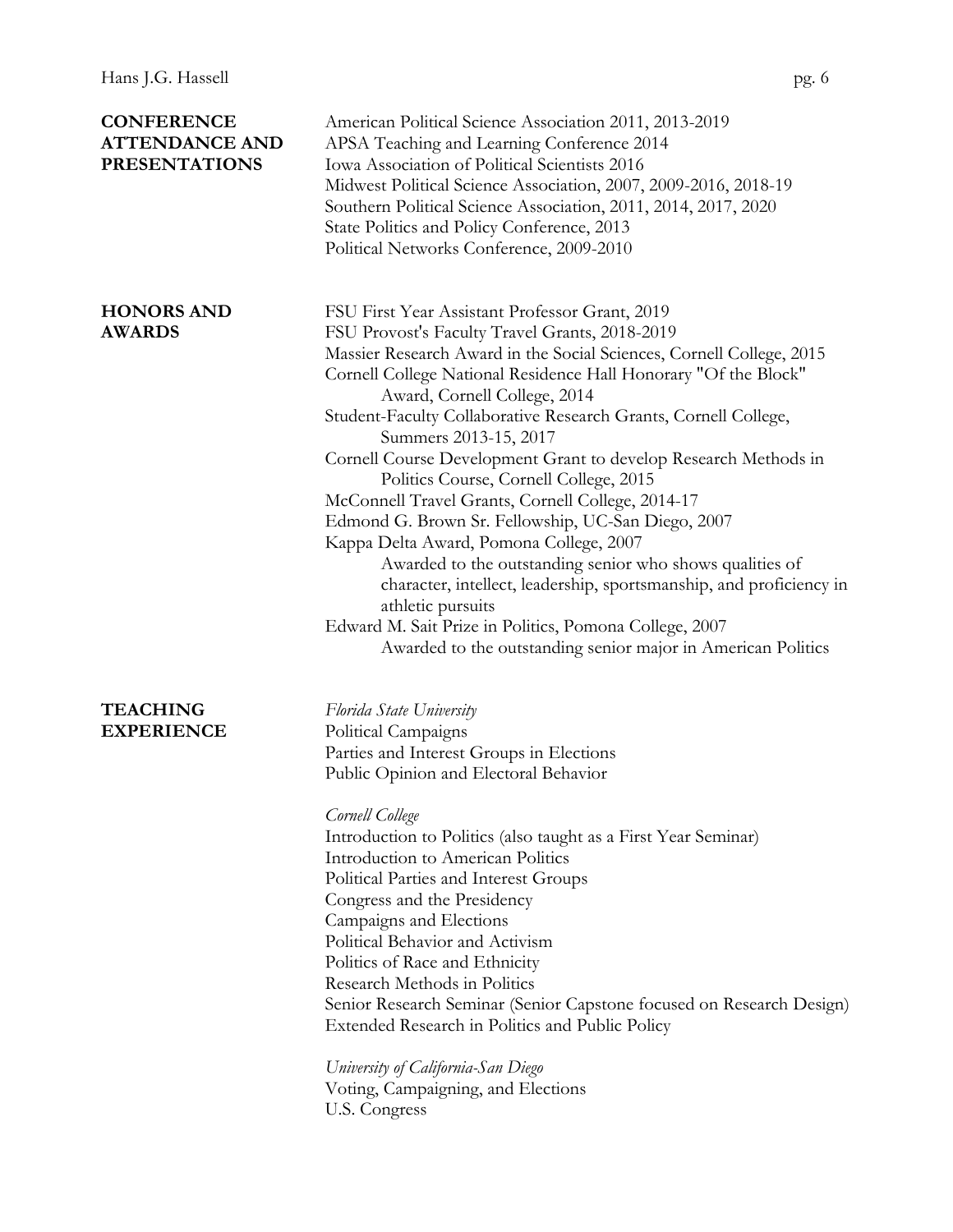## CONFERENCE ATTENDANCE AND PRESENTATIONS

American Political Science Association 2011, 2013-2019
APSA Teaching and Learning Conference 2014
Iowa Association of Political Scientists 2016
Midwest Political Science Association, 2007, 2009-2016, 2018-19
Southern Political Science Association, 2011, 2014, 2017, 2020
State Politics and Policy Conference, 2013
Political Networks Conference, 2009-2010

## HONORS AND AWARDS

FSU First Year Assistant Professor Grant, 2019
FSU Provost's Faculty Travel Grants, 2018-2019
Massier Research Award in the Social Sciences, Cornell College, 2015
Cornell College National Residence Hall Honorary "Of the Block" Award, Cornell College, 2014
Student-Faculty Collaborative Research Grants, Cornell College, Summers 2013-15, 2017
Cornell Course Development Grant to develop Research Methods in Politics Course, Cornell College, 2015
McConnell Travel Grants, Cornell College, 2014-17
Edmond G. Brown Sr. Fellowship, UC-San Diego, 2007
Kappa Delta Award, Pomona College, 2007
    Awarded to the outstanding senior who shows qualities of character, intellect, leadership, sportsmanship, and proficiency in athletic pursuits
Edward M. Sait Prize in Politics, Pomona College, 2007
    Awarded to the outstanding senior major in American Politics

## TEACHING EXPERIENCE

*Florida State University*
Political Campaigns
Parties and Interest Groups in Elections
Public Opinion and Electoral Behavior

*Cornell College*
Introduction to Politics (also taught as a First Year Seminar)
Introduction to American Politics
Political Parties and Interest Groups
Congress and the Presidency
Campaigns and Elections
Political Behavior and Activism
Politics of Race and Ethnicity
Research Methods in Politics
Senior Research Seminar (Senior Capstone focused on Research Design)
Extended Research in Politics and Public Policy

*University of California-San Diego*
Voting, Campaigning, and Elections
U.S. Congress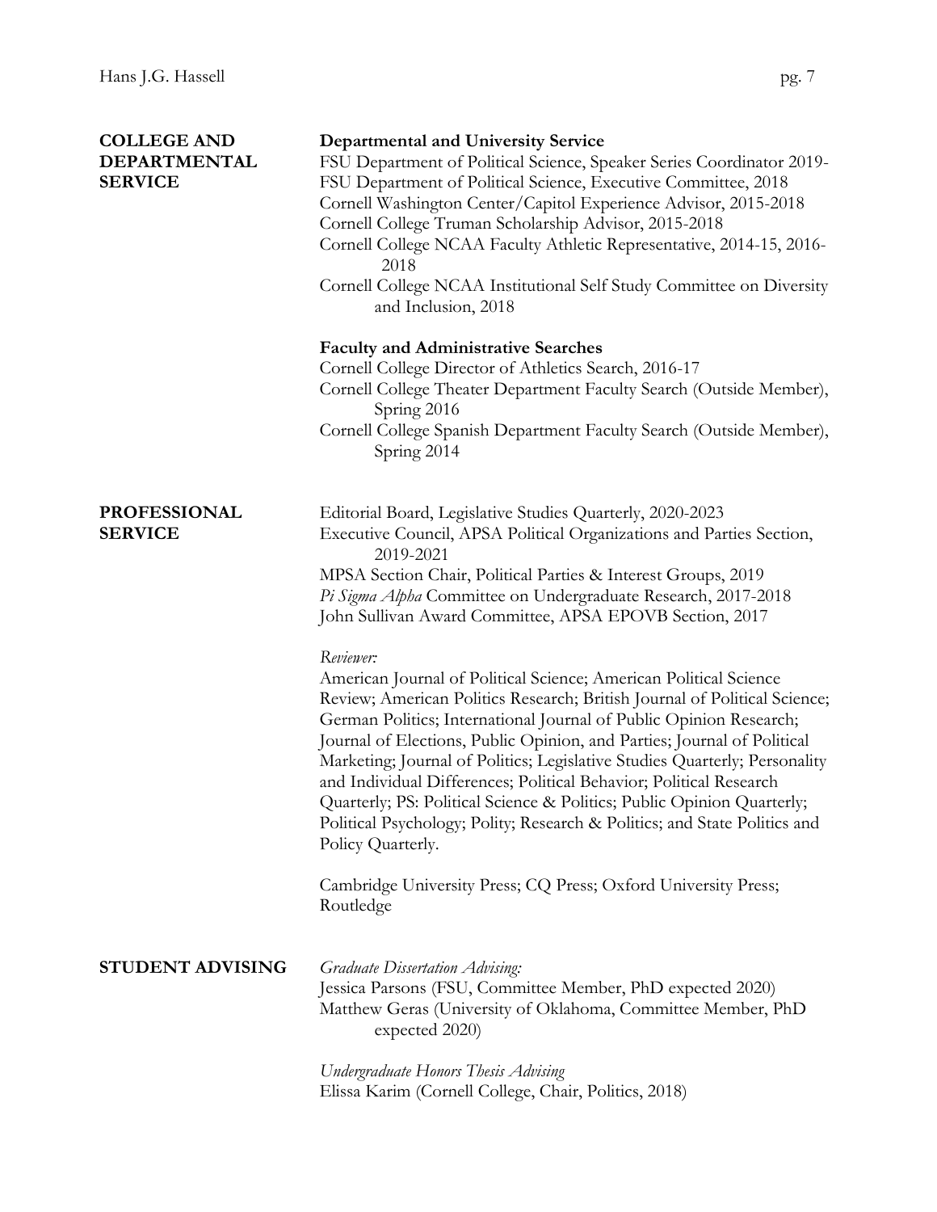## COLLEGE AND DEPARTMENTAL SERVICE

**Departmental and University Service**

FSU Department of Political Science, Speaker Series Coordinator 2019-
FSU Department of Political Science, Executive Committee, 2018
Cornell Washington Center/Capitol Experience Advisor, 2015-2018
Cornell College Truman Scholarship Advisor, 2015-2018
Cornell College NCAA Faculty Athletic Representative, 2014-15, 2016-2018
Cornell College NCAA Institutional Self Study Committee on Diversity and Inclusion, 2018

**Faculty and Administrative Searches**

Cornell College Director of Athletics Search, 2016-17
Cornell College Theater Department Faculty Search (Outside Member), Spring 2016
Cornell College Spanish Department Faculty Search (Outside Member), Spring 2014

## PROFESSIONAL SERVICE

Editorial Board, Legislative Studies Quarterly, 2020-2023
Executive Council, APSA Political Organizations and Parties Section, 2019-2021
MPSA Section Chair, Political Parties & Interest Groups, 2019
*Pi Sigma Alpha* Committee on Undergraduate Research, 2017-2018
John Sullivan Award Committee, APSA EPOVB Section, 2017

*Reviewer:*

American Journal of Political Science; American Political Science Review; American Politics Research; British Journal of Political Science; German Politics; International Journal of Public Opinion Research; Journal of Elections, Public Opinion, and Parties; Journal of Political Marketing; Journal of Politics; Legislative Studies Quarterly; Personality and Individual Differences; Political Behavior; Political Research Quarterly; PS: Political Science & Politics; Public Opinion Quarterly; Political Psychology; Polity; Research & Politics; and State Politics and Policy Quarterly.

Cambridge University Press; CQ Press; Oxford University Press; Routledge

## STUDENT ADVISING

*Graduate Dissertation Advising:*

Jessica Parsons (FSU, Committee Member, PhD expected 2020)
Matthew Geras (University of Oklahoma, Committee Member, PhD expected 2020)

*Undergraduate Honors Thesis Advising*

Elissa Karim (Cornell College, Chair, Politics, 2018)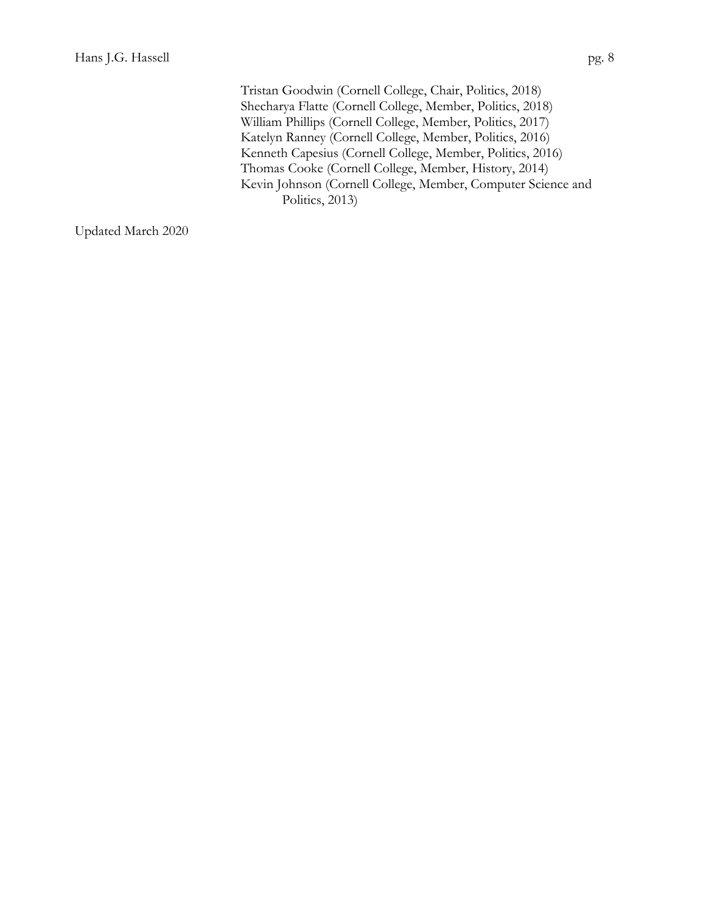Tristan Goodwin (Cornell College, Chair, Politics, 2018)
Shecharya Flatte (Cornell College, Member, Politics, 2018)
William Phillips (Cornell College, Member, Politics, 2017)
Katelyn Ranney (Cornell College, Member, Politics, 2016)
Kenneth Capesius (Cornell College, Member, Politics, 2016)
Thomas Cooke (Cornell College, Member, History, 2014)
Kevin Johnson (Cornell College, Member, Computer Science and Politics, 2013)

Updated March 2020